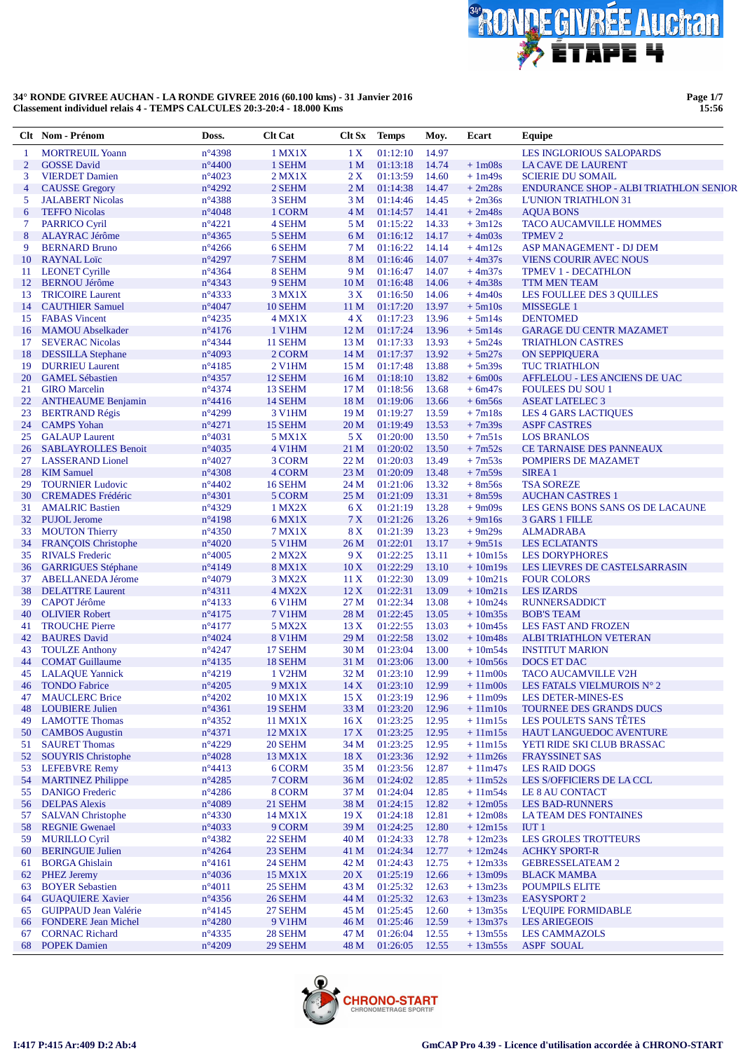**34° RONDE GIVREE AUCHAN - LA RONDE GIVREE 2016 (60.100 kms) - 31 Janvier 2016**
**Classement individuel relais 4 - TEMPS CALCULES 20:3-20:4 - 18.000 Kms**

| Clt | Nom - Prénom | Doss. | Clt Cat | Clt Sx | Temps | Moy. | Ecart | Equipe |
|---|---|---|---|---|---|---|---|---|
| 1 | MORTREUIL Yoann | n°4398 | 1 MX1X | 1 X | 01:12:10 | 14.97 | | LES INGLORIOUS SALOPARDS |
| 2 | GOSSE David | n°4400 | 1 SEHM | 1 M | 01:13:18 | 14.74 | + 1m08s | LA CAVE DE LAURENT |
| 3 | VIERDET Damien | n°4023 | 2 MX1X | 2 X | 01:13:59 | 14.60 | + 1m49s | SCIERIE DU SOMAIL |
| 4 | CAUSSE Gregory | n°4292 | 2 SEHM | 2 M | 01:14:38 | 14.47 | + 2m28s | ENDURANCE SHOP - ALBI TRIATHLON SENIOR |
| 5 | JALABERT Nicolas | n°4388 | 3 SEHM | 3 M | 01:14:46 | 14.45 | + 2m36s | L'UNION TRIATHLON 31 |
| 6 | TEFFO Nicolas | n°4048 | 1 CORM | 4 M | 01:14:57 | 14.41 | + 2m48s | AQUA BONS |
| 7 | PARRICO Cyril | n°4221 | 4 SEHM | 5 M | 01:15:22 | 14.33 | + 3m12s | TACO AUCAMVILLE HOMMES |
| 8 | ALAYRAC Jérôme | n°4365 | 5 SEHM | 6 M | 01:16:12 | 14.17 | + 4m03s | TPMEV 2 |
| 9 | BERNARD Bruno | n°4266 | 6 SEHM | 7 M | 01:16:22 | 14.14 | + 4m12s | ASP MANAGEMENT - DJ DEM |
| 10 | RAYNAL Loïc | n°4297 | 7 SEHM | 8 M | 01:16:46 | 14.07 | + 4m37s | VIENS COURIR AVEC NOUS |
| 11 | LEONET Cyrille | n°4364 | 8 SEHM | 9 M | 01:16:47 | 14.07 | + 4m37s | TPMEV 1 - DECATHLON |
| 12 | BERNOU Jérôme | n°4343 | 9 SEHM | 10 M | 01:16:48 | 14.06 | + 4m38s | TTM MEN TEAM |
| 13 | TRICOIRE Laurent | n°4333 | 3 MX1X | 3 X | 01:16:50 | 14.06 | + 4m40s | LES FOULLEE DES 3 QUILLES |
| 14 | CAUTHIER Samuel | n°4047 | 10 SEHM | 11 M | 01:17:20 | 13.97 | + 5m10s | MISSEGLE 1 |
| 15 | FABAS Vincent | n°4235 | 4 MX1X | 4 X | 01:17:23 | 13.96 | + 5m14s | DENTOMED |
| 16 | MAMOU Abselkader | n°4176 | 1 V1HM | 12 M | 01:17:24 | 13.96 | + 5m14s | GARAGE DU CENTR MAZAMET |
| 17 | SEVERAC Nicolas | n°4344 | 11 SEHM | 13 M | 01:17:33 | 13.93 | + 5m24s | TRIATHLON CASTRES |
| 18 | DESSILLA Stephane | n°4093 | 2 CORM | 14 M | 01:17:37 | 13.92 | + 5m27s | ON SEPPIQUERA |
| 19 | DURRIEU Laurent | n°4185 | 2 V1HM | 15 M | 01:17:48 | 13.88 | + 5m39s | TUC TRIATHLON |
| 20 | GAMEL Sébastien | n°4357 | 12 SEHM | 16 M | 01:18:10 | 13.82 | + 6m00s | AFFLELOU - LES ANCIENS DE UAC |
| 21 | GIRO Marcelin | n°4374 | 13 SEHM | 17 M | 01:18:56 | 13.68 | + 6m47s | FOULEES DU SOU 1 |
| 22 | ANTHEAUME Benjamin | n°4416 | 14 SEHM | 18 M | 01:19:06 | 13.66 | + 6m56s | ASEAT LATELEC 3 |
| 23 | BERTRAND Régis | n°4299 | 3 V1HM | 19 M | 01:19:27 | 13.59 | + 7m18s | LES 4 GARS LACTIQUES |
| 24 | CAMPS Yohan | n°4271 | 15 SEHM | 20 M | 01:19:49 | 13.53 | + 7m39s | ASPF CASTRES |
| 25 | GALAUP Laurent | n°4031 | 5 MX1X | 5 X | 01:20:00 | 13.50 | + 7m51s | LOS BRANLOS |
| 26 | SABLAYROLLES Benoit | n°4035 | 4 V1HM | 21 M | 01:20:02 | 13.50 | + 7m52s | CE TARNAISE DES PANNEAUX |
| 27 | LASSERAND Lionel | n°4027 | 3 CORM | 22 M | 01:20:03 | 13.49 | + 7m53s | POMPIERS DE MAZAMET |
| 28 | KIM Samuel | n°4308 | 4 CORM | 23 M | 01:20:09 | 13.48 | + 7m59s | SIREA 1 |
| 29 | TOURNIER Ludovic | n°4402 | 16 SEHM | 24 M | 01:21:06 | 13.32 | + 8m56s | TSA SOREZE |
| 30 | CREMADES Frédéric | n°4301 | 5 CORM | 25 M | 01:21:09 | 13.31 | + 8m59s | AUCHAN CASTRES 1 |
| 31 | AMALRIC Bastien | n°4329 | 1 MX2X | 6 X | 01:21:19 | 13.28 | + 9m09s | LES GENS BONS SANS OS DE LACAUNE |
| 32 | PUJOL Jerome | n°4198 | 6 MX1X | 7 X | 01:21:26 | 13.26 | + 9m16s | 3 GARS 1 FILLE |
| 33 | MOUTON Thierry | n°4350 | 7 MX1X | 8 X | 01:21:39 | 13.23 | + 9m29s | ALMADRABA |
| 34 | FRANÇOIS Christophe | n°4020 | 5 V1HM | 26 M | 01:22:01 | 13.17 | + 9m51s | LES ECLATANTS |
| 35 | RIVALS Frederic | n°4005 | 2 MX2X | 9 X | 01:22:25 | 13.11 | + 10m15s | LES DORYPHORES |
| 36 | GARRIGUES Stéphane | n°4149 | 8 MX1X | 10 X | 01:22:29 | 13.10 | + 10m19s | LES LIEVRES DE CASTELSARRASIN |
| 37 | ABELLANEDA Jérome | n°4079 | 3 MX2X | 11 X | 01:22:30 | 13.09 | + 10m21s | FOUR COLORS |
| 38 | DELATTRE Laurent | n°4311 | 4 MX2X | 12 X | 01:22:31 | 13.09 | + 10m21s | LES IZARDS |
| 39 | CAPOT Jérôme | n°4133 | 6 V1HM | 27 M | 01:22:34 | 13.08 | + 10m24s | RUNNERSADDICT |
| 40 | OLIVIER Robert | n°4175 | 7 V1HM | 28 M | 01:22:45 | 13.05 | + 10m35s | BOB'S TEAM |
| 41 | TROUCHE Pierre | n°4177 | 5 MX2X | 13 X | 01:22:55 | 13.03 | + 10m45s | LES FAST AND FROZEN |
| 42 | BAURES David | n°4024 | 8 V1HM | 29 M | 01:22:58 | 13.02 | + 10m48s | ALBI TRIATHLON VETERAN |
| 43 | TOULZE Anthony | n°4247 | 17 SEHM | 30 M | 01:23:04 | 13.00 | + 10m54s | INSTITUT MARION |
| 44 | COMAT Guillaume | n°4135 | 18 SEHM | 31 M | 01:23:06 | 13.00 | + 10m56s | DOCS ET DAC |
| 45 | LALAQUE Yannick | n°4219 | 1 V2HM | 32 M | 01:23:10 | 12.99 | + 11m00s | TACO AUCAMVILLE V2H |
| 46 | TONDO Fabrice | n°4205 | 9 MX1X | 14 X | 01:23:10 | 12.99 | + 11m00s | LES FATALS VIELMUROIS N° 2 |
| 47 | MAUCLERC Brice | n°4202 | 10 MX1X | 15 X | 01:23:19 | 12.96 | + 11m09s | LES DETER-MINES-ES |
| 48 | LOUBIERE Julien | n°4361 | 19 SEHM | 33 M | 01:23:20 | 12.96 | + 11m10s | TOURNEE DES GRANDS DUCS |
| 49 | LAMOTTE Thomas | n°4352 | 11 MX1X | 16 X | 01:23:25 | 12.95 | + 11m15s | LES POULETS SANS TÊTES |
| 50 | CAMBOS Augustin | n°4371 | 12 MX1X | 17 X | 01:23:25 | 12.95 | + 11m15s | HAUT LANGUEDOC AVENTURE |
| 51 | SAURET Thomas | n°4229 | 20 SEHM | 34 M | 01:23:25 | 12.95 | + 11m15s | YETI RIDE SKI CLUB BRASSAC |
| 52 | SOUYRIS Christophe | n°4028 | 13 MX1X | 18 X | 01:23:36 | 12.92 | + 11m26s | FRAYSSINET SAS |
| 53 | LEFEBVRE Remy | n°4413 | 6 CORM | 35 M | 01:23:56 | 12.87 | + 11m47s | LES RAID DOGS |
| 54 | MARTINEZ Philippe | n°4285 | 7 CORM | 36 M | 01:24:02 | 12.85 | + 11m52s | LES S/OFFICIERS DE LA CCL |
| 55 | DANIGO Frederic | n°4286 | 8 CORM | 37 M | 01:24:04 | 12.85 | + 11m54s | LE 8 AU CONTACT |
| 56 | DELPAS Alexis | n°4089 | 21 SEHM | 38 M | 01:24:15 | 12.82 | + 12m05s | LES BAD-RUNNERS |
| 57 | SALVAN Christophe | n°4330 | 14 MX1X | 19 X | 01:24:18 | 12.81 | + 12m08s | LA TEAM DES FONTAINES |
| 58 | REGNIE Gwenael | n°4033 | 9 CORM | 39 M | 01:24:25 | 12.80 | + 12m15s | IUT 1 |
| 59 | MURILLO Cyril | n°4382 | 22 SEHM | 40 M | 01:24:33 | 12.78 | + 12m23s | LES GROLES TROTTEURS |
| 60 | BERINGUIE Julien | n°4264 | 23 SEHM | 41 M | 01:24:34 | 12.77 | + 12m24s | ACHKY SPORT-R |
| 61 | BORGA Ghislain | n°4161 | 24 SEHM | 42 M | 01:24:43 | 12.75 | + 12m33s | GEBRESSELATEAM 2 |
| 62 | PHEZ Jeremy | n°4036 | 15 MX1X | 20 X | 01:25:19 | 12.66 | + 13m09s | BLACK MAMBA |
| 63 | BOYER Sebastien | n°4011 | 25 SEHM | 43 M | 01:25:32 | 12.63 | + 13m23s | POUMPILS ELITE |
| 64 | GUAQUIERE Xavier | n°4356 | 26 SEHM | 44 M | 01:25:32 | 12.63 | + 13m23s | EASYSPORT 2 |
| 65 | GUIPPAUD Jean Valérie | n°4145 | 27 SEHM | 45 M | 01:25:45 | 12.60 | + 13m35s | L'EQUIPE FORMIDABLE |
| 66 | FONDERE Jean Michel | n°4280 | 9 V1HM | 46 M | 01:25:46 | 12.59 | + 13m37s | LES ARIEGEOIS |
| 67 | CORNAC Richard | n°4335 | 28 SEHM | 47 M | 01:26:04 | 12.55 | + 13m55s | LES CAMMAZOLS |
| 68 | POPEK Damien | n°4209 | 29 SEHM | 48 M | 01:26:05 | 12.55 | + 13m55s | ASPF SOUAL |

I:417 P:415 Ar:409 D:2 Ab:4

GmCAP Pro 4.39 - Licence d'utilisation accordée à CHRONO-START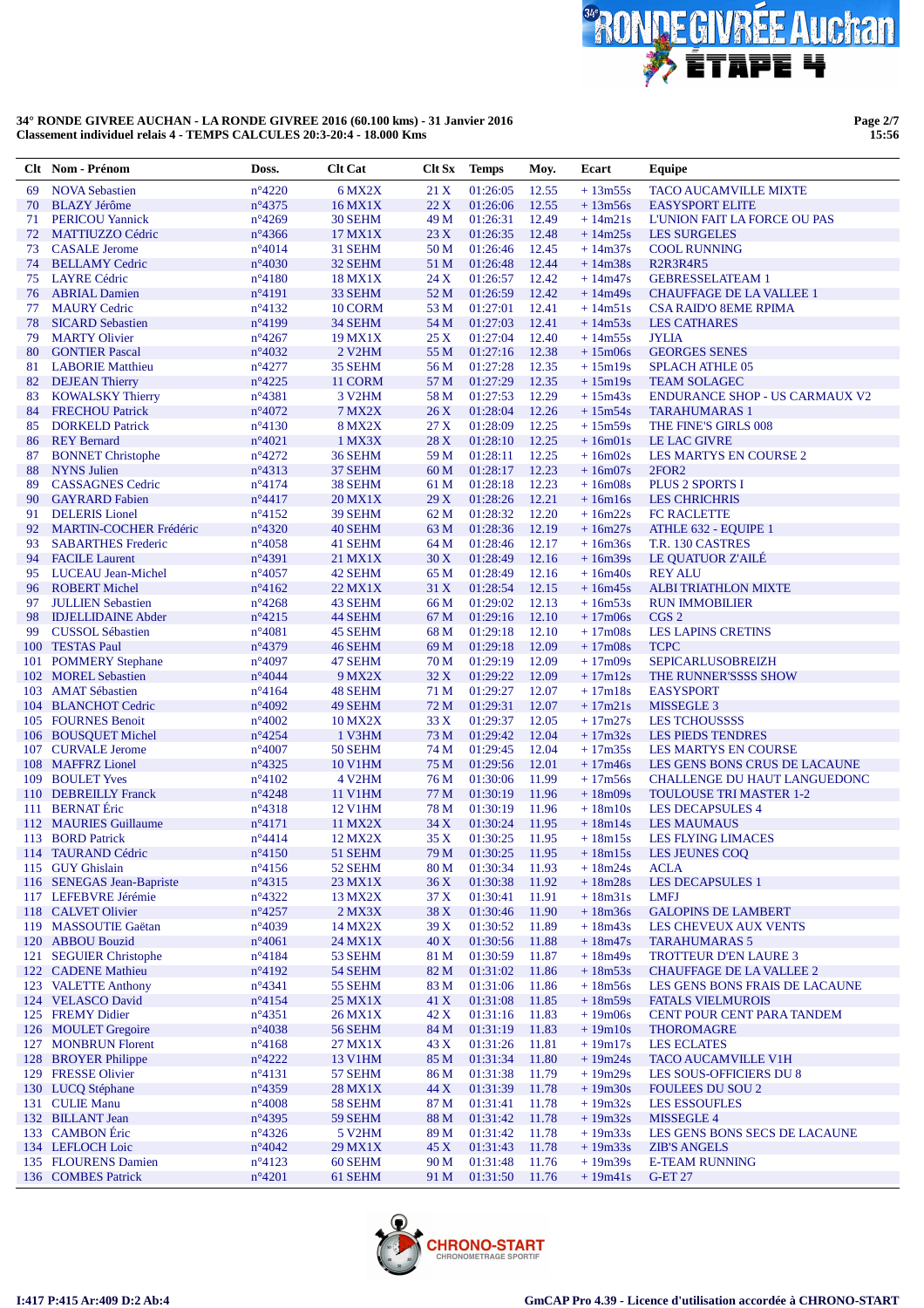**34° RONDE GIVREE AUCHAN - LA RONDE GIVREE 2016 (60.100 kms) - 31 Janvier 2016**
**Classement individuel relais 4 - TEMPS CALCULES 20:3-20:4 - 18.000 Kms**

| Clt | Nom - Prénom | Doss. | Clt Cat | Clt Sx | Temps | Moy. | Ecart | Equipe |
|---|---|---|---|---|---|---|---|---|
| 69 | NOVA Sebastien | n°4220 | 6 MX2X | 21 X | 01:26:05 | 12.55 | + 13m55s | TACO AUCAMVILLE MIXTE |
| 70 | BLAZY Jérôme | n°4375 | 16 MX1X | 22 X | 01:26:06 | 12.55 | + 13m56s | EASYSPORT ELITE |
| 71 | PERICOU Yannick | n°4269 | 30 SEHM | 49 M | 01:26:31 | 12.49 | + 14m21s | L'UNION FAIT LA FORCE OU PAS |
| 72 | MATTIUZZO Cédric | n°4366 | 17 MX1X | 23 X | 01:26:35 | 12.48 | + 14m25s | LES SURGELES |
| 73 | CASALE Jerome | n°4014 | 31 SEHM | 50 M | 01:26:46 | 12.45 | + 14m37s | COOL RUNNING |
| 74 | BELLAMY Cedric | n°4030 | 32 SEHM | 51 M | 01:26:48 | 12.44 | + 14m38s | R2R3R4R5 |
| 75 | LAYRE Cédric | n°4180 | 18 MX1X | 24 X | 01:26:57 | 12.42 | + 14m47s | GEBRESSELATEAM 1 |
| 76 | ABRIAL Damien | n°4191 | 33 SEHM | 52 M | 01:26:59 | 12.42 | + 14m49s | CHAUFFAGE DE LA VALLEE 1 |
| 77 | MAURY Cedric | n°4132 | 10 CORM | 53 M | 01:27:01 | 12.41 | + 14m51s | CSA RAID'O 8EME RPIMA |
| 78 | SICARD Sebastien | n°4199 | 34 SEHM | 54 M | 01:27:03 | 12.41 | + 14m53s | LES CATHARES |
| 79 | MARTY Olivier | n°4267 | 19 MX1X | 25 X | 01:27:04 | 12.40 | + 14m55s | JYLIA |
| 80 | GONTIER Pascal | n°4032 | 2 V2HM | 55 M | 01:27:16 | 12.38 | + 15m06s | GEORGES SENES |
| 81 | LABORIE Matthieu | n°4277 | 35 SEHM | 56 M | 01:27:28 | 12.35 | + 15m19s | SPLACH ATHLE 05 |
| 82 | DEJEAN Thierry | n°4225 | 11 CORM | 57 M | 01:27:29 | 12.35 | + 15m19s | TEAM SOLAGEC |
| 83 | KOWALSKY Thierry | n°4381 | 3 V2HM | 58 M | 01:27:53 | 12.29 | + 15m43s | ENDURANCE SHOP - US CARMAUX V2 |
| 84 | FRECHOU Patrick | n°4072 | 7 MX2X | 26 X | 01:28:04 | 12.26 | + 15m54s | TARAHUMARAS 1 |
| 85 | DORKELD Patrick | n°4130 | 8 MX2X | 27 X | 01:28:09 | 12.25 | + 15m59s | THE FINE'S GIRLS 008 |
| 86 | REY Bernard | n°4021 | 1 MX3X | 28 X | 01:28:10 | 12.25 | + 16m01s | LE LAC GIVRE |
| 87 | BONNET Christophe | n°4272 | 36 SEHM | 59 M | 01:28:11 | 12.25 | + 16m02s | LES MARTYS EN COURSE 2 |
| 88 | NYNS Julien | n°4313 | 37 SEHM | 60 M | 01:28:17 | 12.23 | + 16m07s | 2FOR2 |
| 89 | CASSAGNES Cedric | n°4174 | 38 SEHM | 61 M | 01:28:18 | 12.23 | + 16m08s | PLUS 2 SPORTS I |
| 90 | GAYRARD Fabien | n°4417 | 20 MX1X | 29 X | 01:28:26 | 12.21 | + 16m16s | LES CHRICHRIS |
| 91 | DELERIS Lionel | n°4152 | 39 SEHM | 62 M | 01:28:32 | 12.20 | + 16m22s | FC RACLETTE |
| 92 | MARTIN-COCHER Frédéric | n°4320 | 40 SEHM | 63 M | 01:28:36 | 12.19 | + 16m27s | ATHLE 632 - EQUIPE 1 |
| 93 | SABARTHES Frederic | n°4058 | 41 SEHM | 64 M | 01:28:46 | 12.17 | + 16m36s | T.R. 130 CASTRES |
| 94 | FACILE Laurent | n°4391 | 21 MX1X | 30 X | 01:28:49 | 12.16 | + 16m39s | LE QUATUOR Z'AILÉ |
| 95 | LUCEAU Jean-Michel | n°4057 | 42 SEHM | 65 M | 01:28:49 | 12.16 | + 16m40s | REY ALU |
| 96 | ROBERT Michel | n°4162 | 22 MX1X | 31 X | 01:28:54 | 12.15 | + 16m45s | ALBI TRIATHLON MIXTE |
| 97 | JULLIEN Sebastien | n°4268 | 43 SEHM | 66 M | 01:29:02 | 12.13 | + 16m53s | RUN IMMOBILIER |
| 98 | IDJELLIDAINE Abder | n°4215 | 44 SEHM | 67 M | 01:29:16 | 12.10 | + 17m06s | CGS 2 |
| 99 | CUSSOL Sébastien | n°4081 | 45 SEHM | 68 M | 01:29:18 | 12.10 | + 17m08s | LES LAPINS CRETINS |
| 100 | TESTAS Paul | n°4379 | 46 SEHM | 69 M | 01:29:18 | 12.09 | + 17m08s | TCPC |
| 101 | POMMERY Stephane | n°4097 | 47 SEHM | 70 M | 01:29:19 | 12.09 | + 17m09s | SEPICARLUSOBREIZH |
| 102 | MOREL Sebastien | n°4044 | 9 MX2X | 32 X | 01:29:22 | 12.09 | + 17m12s | THE RUNNER'SSSS SHOW |
| 103 | AMAT Sébastien | n°4164 | 48 SEHM | 71 M | 01:29:27 | 12.07 | + 17m18s | EASYSPORT |
| 104 | BLANCHOT Cedric | n°4092 | 49 SEHM | 72 M | 01:29:31 | 12.07 | + 17m21s | MISSEGLE 3 |
| 105 | FOURNES Benoit | n°4002 | 10 MX2X | 33 X | 01:29:37 | 12.05 | + 17m27s | LES TCHOUSSSS |
| 106 | BOUSQUET Michel | n°4254 | 1 V3HM | 73 M | 01:29:42 | 12.04 | + 17m32s | LES PIEDS TENDRES |
| 107 | CURVALE Jerome | n°4007 | 50 SEHM | 74 M | 01:29:45 | 12.04 | + 17m35s | LES MARTYS EN COURSE |
| 108 | MAFFRZ Lionel | n°4325 | 10 V1HM | 75 M | 01:29:56 | 12.01 | + 17m46s | LES GENS BONS CRUS DE LACAUNE |
| 109 | BOULET Yves | n°4102 | 4 V2HM | 76 M | 01:30:06 | 11.99 | + 17m56s | CHALLENGE DU HAUT LANGUEDONC |
| 110 | DEBREILLY Franck | n°4248 | 11 V1HM | 77 M | 01:30:19 | 11.96 | + 18m09s | TOULOUSE TRI MASTER 1-2 |
| 111 | BERNAT Éric | n°4318 | 12 V1HM | 78 M | 01:30:19 | 11.96 | + 18m10s | LES DECAPSULES 4 |
| 112 | MAURIES Guillaume | n°4171 | 11 MX2X | 34 X | 01:30:24 | 11.95 | + 18m14s | LES MAUMAUS |
| 113 | BORD Patrick | n°4414 | 12 MX2X | 35 X | 01:30:25 | 11.95 | + 18m15s | LES FLYING LIMACES |
| 114 | TAURAND Cédric | n°4150 | 51 SEHM | 79 M | 01:30:25 | 11.95 | + 18m15s | LES JEUNES COQ |
| 115 | GUY Ghislain | n°4156 | 52 SEHM | 80 M | 01:30:34 | 11.93 | + 18m24s | ACLA |
| 116 | SENEGAS Jean-Bapriste | n°4315 | 23 MX1X | 36 X | 01:30:38 | 11.92 | + 18m28s | LES DECAPSULES 1 |
| 117 | LEFEBVRE Jérémie | n°4322 | 13 MX2X | 37 X | 01:30:41 | 11.91 | + 18m31s | LMFJ |
| 118 | CALVET Olivier | n°4257 | 2 MX3X | 38 X | 01:30:46 | 11.90 | + 18m36s | GALOPINS DE LAMBERT |
| 119 | MASSOUTIE Gaëtan | n°4039 | 14 MX2X | 39 X | 01:30:52 | 11.89 | + 18m43s | LES CHEVEUX AUX VENTS |
| 120 | ABBOU Bouzid | n°4061 | 24 MX1X | 40 X | 01:30:56 | 11.88 | + 18m47s | TARAHUMARAS 5 |
| 121 | SEGUIER Christophe | n°4184 | 53 SEHM | 81 M | 01:30:59 | 11.87 | + 18m49s | TROTTEUR D'EN LAURE 3 |
| 122 | CADENE Mathieu | n°4192 | 54 SEHM | 82 M | 01:31:02 | 11.86 | + 18m53s | CHAUFFAGE DE LA VALLEE 2 |
| 123 | VALETTE Anthony | n°4341 | 55 SEHM | 83 M | 01:31:06 | 11.86 | + 18m56s | LES GENS BONS FRAIS DE LACAUNE |
| 124 | VELASCO David | n°4154 | 25 MX1X | 41 X | 01:31:08 | 11.85 | + 18m59s | FATALS VIELMUROIS |
| 125 | FREMY Didier | n°4351 | 26 MX1X | 42 X | 01:31:16 | 11.83 | + 19m06s | CENT POUR CENT PARA TANDEM |
| 126 | MOULET Gregoire | n°4038 | 56 SEHM | 84 M | 01:31:19 | 11.83 | + 19m10s | THOROMAGRE |
| 127 | MONBRUN Florent | n°4168 | 27 MX1X | 43 X | 01:31:26 | 11.81 | + 19m17s | LES ECLATES |
| 128 | BROYER Philippe | n°4222 | 13 V1HM | 85 M | 01:31:34 | 11.80 | + 19m24s | TACO AUCAMVILLE V1H |
| 129 | FRESSE Olivier | n°4131 | 57 SEHM | 86 M | 01:31:38 | 11.79 | + 19m29s | LES SOUS-OFFICIERS DU 8 |
| 130 | LUCQ Stéphane | n°4359 | 28 MX1X | 44 X | 01:31:39 | 11.78 | + 19m30s | FOULEES DU SOU 2 |
| 131 | CULIE Manu | n°4008 | 58 SEHM | 87 M | 01:31:41 | 11.78 | + 19m32s | LES ESSOUFLES |
| 132 | BILLANT Jean | n°4395 | 59 SEHM | 88 M | 01:31:42 | 11.78 | + 19m32s | MISSEGLE 4 |
| 133 | CAMBON Éric | n°4326 | 5 V2HM | 89 M | 01:31:42 | 11.78 | + 19m33s | LES GENS BONS SECS DE LACAUNE |
| 134 | LEFLOCH Loic | n°4042 | 29 MX1X | 45 X | 01:31:43 | 11.78 | + 19m33s | ZIB'S ANGELS |
| 135 | FLOURENS Damien | n°4123 | 60 SEHM | 90 M | 01:31:48 | 11.76 | + 19m39s | E-TEAM RUNNING |
| 136 | COMBES Patrick | n°4201 | 61 SEHM | 91 M | 01:31:50 | 11.76 | + 19m41s | G-ET 27 |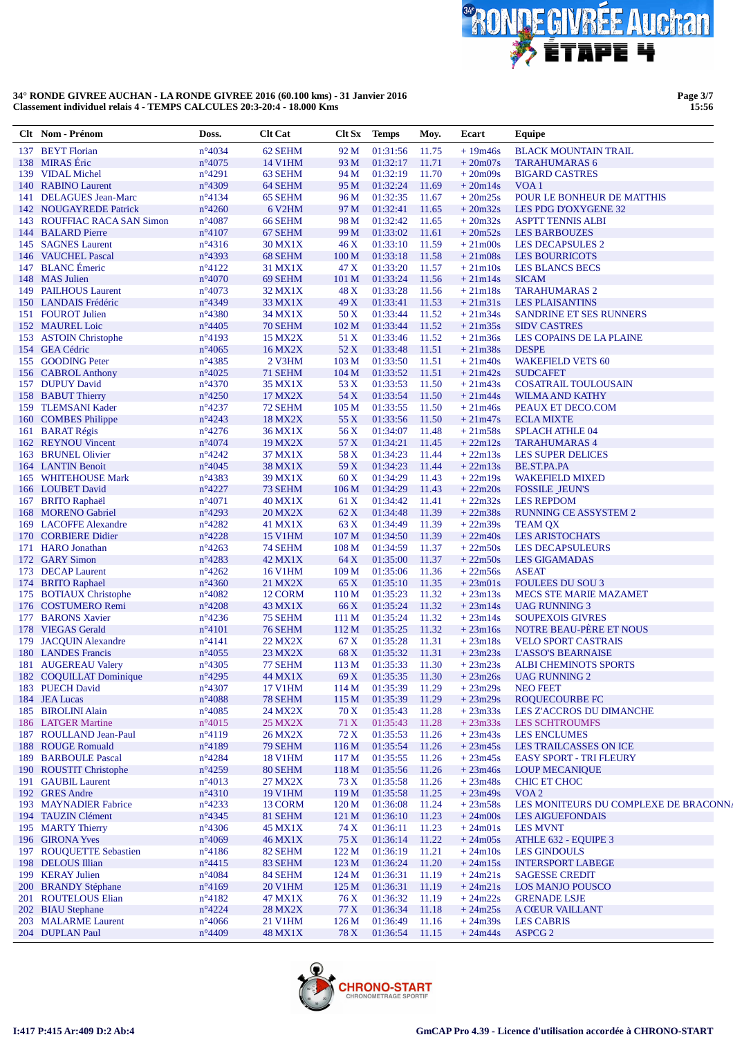**34° RONDE GIVREE AUCHAN - LA RONDE GIVREE 2016 (60.100 kms) - 31 Janvier 2016**
**Classement individuel relais 4 - TEMPS CALCULES 20:3-20:4 - 18.000 Kms**

| Clt | Nom - Prénom | Doss. | Clt Cat | Clt Sx | Temps | Moy. | Ecart | Equipe |
|---|---|---|---|---|---|---|---|---|
| 137 | BEYT Florian | n°4034 | 62 SEHM | 92 M | 01:31:56 | 11.75 | + 19m46s | BLACK MOUNTAIN TRAIL |
| 138 | MIRAS Éric | n°4075 | 14 V1HM | 93 M | 01:32:17 | 11.71 | + 20m07s | TARAHUMARAS 6 |
| 139 | VIDAL Michel | n°4291 | 63 SEHM | 94 M | 01:32:19 | 11.70 | + 20m09s | BIGARD CASTRES |
| 140 | RABINO Laurent | n°4309 | 64 SEHM | 95 M | 01:32:24 | 11.69 | + 20m14s | VOA 1 |
| 141 | DELAGUES Jean-Marc | n°4134 | 65 SEHM | 96 M | 01:32:35 | 11.67 | + 20m25s | POUR LE BONHEUR DE MATTHIS |
| 142 | NOUGAYREDE Patrick | n°4260 | 6 V2HM | 97 M | 01:32:41 | 11.65 | + 20m32s | LES PDG D'OXYGENE 32 |
| 143 | ROUFFIAC RACA SAN Simon | n°4087 | 66 SEHM | 98 M | 01:32:42 | 11.65 | + 20m32s | ASPTT TENNIS ALBI |
| 144 | BALARD Pierre | n°4107 | 67 SEHM | 99 M | 01:33:02 | 11.61 | + 20m52s | LES BARBOUZES |
| 145 | SAGNES Laurent | n°4316 | 30 MX1X | 46 X | 01:33:10 | 11.59 | + 21m00s | LES DECAPSULES 2 |
| 146 | VAUCHEL Pascal | n°4393 | 68 SEHM | 100 M | 01:33:18 | 11.58 | + 21m08s | LES BOURRICOTS |
| 147 | BLANC Émeric | n°4122 | 31 MX1X | 47 X | 01:33:20 | 11.57 | + 21m10s | LES BLANCS BECS |
| 148 | MAS Julien | n°4070 | 69 SEHM | 101 M | 01:33:24 | 11.56 | + 21m14s | SICAM |
| 149 | PAILHOUS Laurent | n°4073 | 32 MX1X | 48 X | 01:33:28 | 11.56 | + 21m18s | TARAHUMARAS 2 |
| 150 | LANDAIS Frédéric | n°4349 | 33 MX1X | 49 X | 01:33:41 | 11.53 | + 21m31s | LES PLAISANTINS |
| 151 | FOUROT Julien | n°4380 | 34 MX1X | 50 X | 01:33:44 | 11.52 | + 21m34s | SANDRINE ET SES RUNNERS |
| 152 | MAUREL Loic | n°4405 | 70 SEHM | 102 M | 01:33:44 | 11.52 | + 21m35s | SIDV CASTRES |
| 153 | ASTOIN Christophe | n°4193 | 15 MX2X | 51 X | 01:33:46 | 11.52 | + 21m36s | LES COPAINS DE LA PLAINE |
| 154 | GEA Cédric | n°4065 | 16 MX2X | 52 X | 01:33:48 | 11.51 | + 21m38s | DESPE |
| 155 | GOODING Peter | n°4385 | 2 V3HM | 103 M | 01:33:50 | 11.51 | + 21m40s | WAKEFIELD VETS 60 |
| 156 | CABROL Anthony | n°4025 | 71 SEHM | 104 M | 01:33:52 | 11.51 | + 21m42s | SUDCAFET |
| 157 | DUPUY David | n°4370 | 35 MX1X | 53 X | 01:33:53 | 11.50 | + 21m43s | COSATRAIL TOULOUSAIN |
| 158 | BABUT Thierry | n°4250 | 17 MX2X | 54 X | 01:33:54 | 11.50 | + 21m44s | WILMA AND KATHY |
| 159 | TLEMSANI Kader | n°4237 | 72 SEHM | 105 M | 01:33:55 | 11.50 | + 21m46s | PEAUX ET DECO.COM |
| 160 | COMBES Philippe | n°4243 | 18 MX2X | 55 X | 01:33:56 | 11.50 | + 21m47s | ECLA MIXTE |
| 161 | BARAT Régis | n°4276 | 36 MX1X | 56 X | 01:34:07 | 11.48 | + 21m58s | SPLACH ATHLE 04 |
| 162 | REYNOU Vincent | n°4074 | 19 MX2X | 57 X | 01:34:21 | 11.45 | + 22m12s | TARAHUMARAS 4 |
| 163 | BRUNEL Olivier | n°4242 | 37 MX1X | 58 X | 01:34:23 | 11.44 | + 22m13s | LES SUPER DELICES |
| 164 | LANTIN Benoit | n°4045 | 38 MX1X | 59 X | 01:34:23 | 11.44 | + 22m13s | BE.ST.PA.PA |
| 165 | WHITEHOUSE Mark | n°4383 | 39 MX1X | 60 X | 01:34:29 | 11.43 | + 22m19s | WAKEFIELD MIXED |
| 166 | LOUBET David | n°4227 | 73 SEHM | 106 M | 01:34:29 | 11.43 | + 22m20s | FOSSILE _JEUN'S |
| 167 | BRITO Raphaël | n°4071 | 40 MX1X | 61 X | 01:34:42 | 11.41 | + 22m32s | LES REPDOM |
| 168 | MORENO Gabriel | n°4293 | 20 MX2X | 62 X | 01:34:48 | 11.39 | + 22m38s | RUNNING CE ASSYSTEM 2 |
| 169 | LACOFFE Alexandre | n°4282 | 41 MX1X | 63 X | 01:34:49 | 11.39 | + 22m39s | TEAM QX |
| 170 | CORBIERE Didier | n°4228 | 15 V1HM | 107 M | 01:34:50 | 11.39 | + 22m40s | LES ARISTOCHATS |
| 171 | HARO Jonathan | n°4263 | 74 SEHM | 108 M | 01:34:59 | 11.37 | + 22m50s | LES DECAPSULEURS |
| 172 | GARY Simon | n°4283 | 42 MX1X | 64 X | 01:35:00 | 11.37 | + 22m50s | LES GIGAMADAS |
| 173 | DECAP Laurent | n°4262 | 16 V1HM | 109 M | 01:35:06 | 11.36 | + 22m56s | ASEAT |
| 174 | BRITO Raphael | n°4360 | 21 MX2X | 65 X | 01:35:10 | 11.35 | + 23m01s | FOULEES DU SOU 3 |
| 175 | BOTIAUX Christophe | n°4082 | 12 CORM | 110 M | 01:35:23 | 11.32 | + 23m13s | MECS STE MARIE MAZAMET |
| 176 | COSTUMERO Remi | n°4208 | 43 MX1X | 66 X | 01:35:24 | 11.32 | + 23m14s | UAG RUNNING 3 |
| 177 | BARONS Xavier | n°4236 | 75 SEHM | 111 M | 01:35:24 | 11.32 | + 23m14s | SOUPEXOIS GIVRES |
| 178 | VIEGAS Gerald | n°4101 | 76 SEHM | 112 M | 01:35:25 | 11.32 | + 23m16s | NOTRE BEAU-PÈRE ET NOUS |
| 179 | JACQUIN Alexandre | n°4141 | 22 MX2X | 67 X | 01:35:28 | 11.31 | + 23m18s | VELO SPORT CASTRAIS |
| 180 | LANDES Francis | n°4055 | 23 MX2X | 68 X | 01:35:32 | 11.31 | + 23m23s | L'ASSO'S BEARNAISE |
| 181 | AUGEREAU Valery | n°4305 | 77 SEHM | 113 M | 01:35:33 | 11.30 | + 23m23s | ALBI CHEMINOTS SPORTS |
| 182 | COQUILLAT Dominique | n°4295 | 44 MX1X | 69 X | 01:35:35 | 11.30 | + 23m26s | UAG RUNNING 2 |
| 183 | PUECH David | n°4307 | 17 V1HM | 114 M | 01:35:39 | 11.29 | + 23m29s | NEO FEET |
| 184 | JEA Lucas | n°4088 | 78 SEHM | 115 M | 01:35:39 | 11.29 | + 23m29s | ROQUECOURBE FC |
| 185 | BIROLINI Alain | n°4085 | 24 MX2X | 70 X | 01:35:43 | 11.28 | + 23m33s | LES Z'ACCROS DU DIMANCHE |
| 186 | LATGER Martine | n°4015 | 25 MX2X | 71 X | 01:35:43 | 11.28 | + 23m33s | LES SCHTROUMFS |
| 187 | ROULLAND Jean-Paul | n°4119 | 26 MX2X | 72 X | 01:35:53 | 11.26 | + 23m43s | LES ENCLUMES |
| 188 | ROUGE Romuald | n°4189 | 79 SEHM | 116 M | 01:35:54 | 11.26 | + 23m45s | LES TRAILCASSES ON ICE |
| 189 | BARBOULE Pascal | n°4284 | 18 V1HM | 117 M | 01:35:55 | 11.26 | + 23m45s | EASY SPORT - TRI FLEURY |
| 190 | ROUSTIT Christophe | n°4259 | 80 SEHM | 118 M | 01:35:56 | 11.26 | + 23m46s | LOUP MECANIQUE |
| 191 | GAUBIL Laurent | n°4013 | 27 MX2X | 73 X | 01:35:58 | 11.26 | + 23m48s | CHIC ET CHOC |
| 192 | GRES Andre | n°4310 | 19 V1HM | 119 M | 01:35:58 | 11.25 | + 23m49s | VOA 2 |
| 193 | MAYNADIER Fabrice | n°4233 | 13 CORM | 120 M | 01:36:08 | 11.24 | + 23m58s | LES MONITEURS DU COMPLEXE DE BRACONNA |
| 194 | TAUZIN Clément | n°4345 | 81 SEHM | 121 M | 01:36:10 | 11.23 | + 24m00s | LES AIGUEFONDAIS |
| 195 | MARTY Thierry | n°4306 | 45 MX1X | 74 X | 01:36:11 | 11.23 | + 24m01s | LES MVNT |
| 196 | GIRONA Yves | n°4069 | 46 MX1X | 75 X | 01:36:14 | 11.22 | + 24m05s | ATHLE 632 - EQUIPE 3 |
| 197 | ROUQUETTE Sebastien | n°4186 | 82 SEHM | 122 M | 01:36:19 | 11.21 | + 24m10s | LES GINDOULS |
| 198 | DELOUS Illian | n°4415 | 83 SEHM | 123 M | 01:36:24 | 11.20 | + 24m15s | INTERSPORT LABEGE |
| 199 | KERAY Julien | n°4084 | 84 SEHM | 124 M | 01:36:31 | 11.19 | + 24m21s | SAGESSE CREDIT |
| 200 | BRANDY Stéphane | n°4169 | 20 V1HM | 125 M | 01:36:31 | 11.19 | + 24m21s | LOS MANJO POUSCO |
| 201 | ROUTELOUS Elian | n°4182 | 47 MX1X | 76 X | 01:36:32 | 11.19 | + 24m22s | GRENADE LSJE |
| 202 | BIAU Stephane | n°4224 | 28 MX2X | 77 X | 01:36:34 | 11.18 | + 24m25s | A CŒUR VAILLANT |
| 203 | MALARME Laurent | n°4066 | 21 V1HM | 126 M | 01:36:49 | 11.16 | + 24m39s | LES CABRIS |
| 204 | DUPLAN Paul | n°4409 | 48 MX1X | 78 X | 01:36:54 | 11.15 | + 24m44s | ASPCG 2 |

I:417 P:415 Ar:409 D:2 Ab:4

GmCAP Pro 4.39 - Licence d'utilisation accordée à CHRONO-START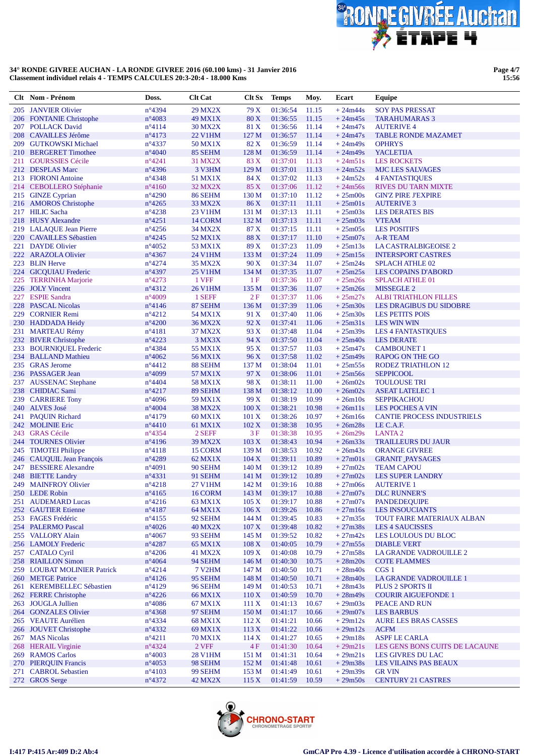**34° RONDE GIVREE AUCHAN - LA RONDE GIVREE 2016 (60.100 kms) - 31 Janvier 2016**
**Classement individuel relais 4 - TEMPS CALCULES 20:3-20:4 - 18.000 Kms**

| Clt | Nom - Prénom | Doss. | Clt Cat | Clt Sx | Temps | Moy. | Ecart | Equipe |
|---|---|---|---|---|---|---|---|---|
| 205 | JANVIER Olivier | n°4394 | 29 MX2X | 79 X | 01:36:54 | 11.15 | + 24m44s | SOY PAS PRESSAT |
| 206 | FONTANIE Christophe | n°4083 | 49 MX1X | 80 X | 01:36:55 | 11.15 | + 24m45s | TARAHUMARAS 3 |
| 207 | POLLACK David | n°4114 | 30 MX2X | 81 X | 01:36:56 | 11.14 | + 24m47s | AUTERIVE 4 |
| 208 | CAVAILLES Jérôme | n°4173 | 22 V1HM | 127 M | 01:36:57 | 11.14 | + 24m47s | TABLE RONDE MAZAMET |
| 209 | GUTKOWSKI Michael | n°4337 | 50 MX1X | 82 X | 01:36:59 | 11.14 | + 24m49s | OPHRYS |
| 210 | BERGERET Timothee | n°4040 | 85 SEHM | 128 M | 01:36:59 | 11.14 | + 24m49s | YACLETIJA |
| 211 | GOURSSIES Cécile | n°4241 | 31 MX2X | 83 X | 01:37:01 | 11.13 | + 24m51s | LES ROCKETS |
| 212 | DESPLAS Marc | n°4396 | 3 V3HM | 129 M | 01:37:01 | 11.13 | + 24m52s | MJC LES SALVAGES |
| 213 | FIORONI Antoine | n°4348 | 51 MX1X | 84 X | 01:37:02 | 11.13 | + 24m52s | 4 FANTASTIQUES |
| 214 | CEBOLLERO Stéphanie | n°4160 | 32 MX2X | 85 X | 01:37:06 | 11.12 | + 24m56s | RIVES DU TARN MIXTE |
| 215 | GINZE Cyprian | n°4290 | 86 SEHM | 130 M | 01:37:10 | 11.12 | + 25m00s | GIN'Z PIRE J'EXPIRE |
| 216 | AMOROS Christophe | n°4265 | 33 MX2X | 86 X | 01:37:11 | 11.11 | + 25m01s | AUTERIVE 3 |
| 217 | HILIC Sacha | n°4238 | 23 V1HM | 131 M | 01:37:13 | 11.11 | + 25m03s | LES DERATES BIS |
| 218 | HUSY Alexandre | n°4251 | 14 CORM | 132 M | 01:37:13 | 11.11 | + 25m03s | VTEAM |
| 219 | LALAQUE Jean Pierre | n°4256 | 34 MX2X | 87 X | 01:37:15 | 11.11 | + 25m05s | LES POSITIFS |
| 220 | CAVAILLES Sébastien | n°4245 | 52 MX1X | 88 X | 01:37:17 | 11.10 | + 25m07s | A-R TEAM |
| 221 | DAYDE Olivier | n°4052 | 53 MX1X | 89 X | 01:37:23 | 11.09 | + 25m13s | LA CASTRALBIGEOISE 2 |
| 222 | ARAZOLA Olivier | n°4367 | 24 V1HM | 133 M | 01:37:24 | 11.09 | + 25m15s | INTERSPORT CASTRES |
| 223 | BLIN Herve | n°4274 | 35 MX2X | 90 X | 01:37:34 | 11.07 | + 25m24s | SPLACH ATHLE 02 |
| 224 | GICQUIAU Frederic | n°4397 | 25 V1HM | 134 M | 01:37:35 | 11.07 | + 25m25s | LES COPAINS D'ABORD |
| 225 | TERRINHA Marjorie | n°4273 | 1 VFF | 1 F | 01:37:36 | 11.07 | + 25m26s | SPLACH ATHLE 01 |
| 226 | JOLY Vincent | n°4312 | 26 V1HM | 135 M | 01:37:36 | 11.07 | + 25m26s | MISSEGLE 2 |
| 227 | ESPIE Sandra | n°4009 | 1 SEFF | 2 F | 01:37:37 | 11.06 | + 25m27s | ALBI TRIATHLON FILLES |
| 228 | PASCAL Nicolas | n°4146 | 87 SEHM | 136 M | 01:37:39 | 11.06 | + 25m30s | LES DRAGIBUS DU SIDOBRE |
| 229 | CORNIER Remi | n°4212 | 54 MX1X | 91 X | 01:37:40 | 11.06 | + 25m30s | LES PETITS POIS |
| 230 | HADDADA Heidy | n°4200 | 36 MX2X | 92 X | 01:37:41 | 11.06 | + 25m31s | LES WIN WIN |
| 231 | MARTEAU Rémy | n°4181 | 37 MX2X | 93 X | 01:37:48 | 11.04 | + 25m39s | LES 4 FANTASTIQUES |
| 232 | BIVER Christophe | n°4223 | 3 MX3X | 94 X | 01:37:50 | 11.04 | + 25m40s | LES DERATE |
| 233 | BOURNIQUEL Frederic | n°4384 | 55 MX1X | 95 X | 01:37:57 | 11.03 | + 25m47s | CAMBOUNET 1 |
| 234 | BALLAND Mathieu | n°4062 | 56 MX1X | 96 X | 01:37:58 | 11.02 | + 25m49s | RAPOG ON THE GO |
| 235 | GRAS Jerome | n°4412 | 88 SEHM | 137 M | 01:38:04 | 11.01 | + 25m55s | RODEZ TRIATHLON 12 |
| 236 | PASSAGER Jean | n°4099 | 57 MX1X | 97 X | 01:38:06 | 11.01 | + 25m56s | SEPPICOOL |
| 237 | AUSSENAC Stephane | n°4404 | 58 MX1X | 98 X | 01:38:11 | 11.00 | + 26m02s | TOULOUSE TRI |
| 238 | CHIDIAC Sami | n°4217 | 89 SEHM | 138 M | 01:38:12 | 11.00 | + 26m02s | ASEAT LATELEC 1 |
| 239 | CARRIERE Tony | n°4096 | 59 MX1X | 99 X | 01:38:19 | 10.99 | + 26m10s | SEPPIKACHOU |
| 240 | ALVES José | n°4004 | 38 MX2X | 100 X | 01:38:21 | 10.98 | + 26m11s | LES POCHES A VIN |
| 241 | PAQUIN Richard | n°4179 | 60 MX1X | 101 X | 01:38:26 | 10.97 | + 26m16s | CANTIE PROCESS INDUSTRIELS |
| 242 | MOLINIE Eric | n°4410 | 61 MX1X | 102 X | 01:38:38 | 10.95 | + 26m28s | LE C.A.F. |
| 243 | GRAS Cécile | n°4354 | 2 SEFF | 3 F | 01:38:38 | 10.95 | + 26m29s | LANTA 2 |
| 244 | TOURNES Olivier | n°4196 | 39 MX2X | 103 X | 01:38:43 | 10.94 | + 26m33s | TRAILLEURS DU JAUR |
| 245 | TIMOTEI Philippe | n°4118 | 15 CORM | 139 M | 01:38:53 | 10.92 | + 26m43s | ORANGE GIVREE |
| 246 | CAUQUIL Jean François | n°4289 | 62 MX1X | 104 X | 01:39:11 | 10.89 | + 27m01s | GRANIT_PAYSAGES |
| 247 | BESSIERE Alexandre | n°4091 | 90 SEHM | 140 M | 01:39:12 | 10.89 | + 27m02s | TEAM CAPOU |
| 248 | BIETTE Landry | n°4331 | 91 SEHM | 141 M | 01:39:12 | 10.89 | + 27m02s | LES SUPER LANDRY |
| 249 | MAINFROY Olivier | n°4218 | 27 V1HM | 142 M | 01:39:16 | 10.88 | + 27m06s | AUTERIVE 1 |
| 250 | LEDE Robin | n°4165 | 16 CORM | 143 M | 01:39:17 | 10.88 | + 27m07s | DLC RUNNER'S |
| 251 | AUDEMARD Lucas | n°4216 | 63 MX1X | 105 X | 01:39:17 | 10.88 | + 27m07s | PANDEDEQUIPE |
| 252 | GAUTIER Etienne | n°4187 | 64 MX1X | 106 X | 01:39:26 | 10.86 | + 27m16s | LES INSOUCIANTS |
| 253 | FAGES Frédéric | n°4155 | 92 SEHM | 144 M | 01:39:45 | 10.83 | + 27m35s | TOUT FAIRE MATERIAUX ALBAN |
| 254 | PALERMO Pascal | n°4026 | 40 MX2X | 107 X | 01:39:48 | 10.82 | + 27m38s | LES 4 SAUCISSES |
| 255 | VALLORY Alain | n°4067 | 93 SEHM | 145 M | 01:39:52 | 10.82 | + 27m42s | LES LOULOUS DU BLOC |
| 256 | LAMOLY Frederic | n°4287 | 65 MX1X | 108 X | 01:40:05 | 10.79 | + 27m55s | DIABLE VERT |
| 257 | CATALO Cyril | n°4206 | 41 MX2X | 109 X | 01:40:08 | 10.79 | + 27m58s | LA GRANDE VADROUILLE 2 |
| 258 | RIAILLON Simon | n°4064 | 94 SEHM | 146 M | 01:40:30 | 10.75 | + 28m20s | COTE FLAMMES |
| 259 | LOUBAT MOLINIER Patrick | n°4214 | 7 V2HM | 147 M | 01:40:50 | 10.71 | + 28m40s | CGS 1 |
| 260 | METGE Patrice | n°4126 | 95 SEHM | 148 M | 01:40:50 | 10.71 | + 28m40s | LA GRANDE VADROUILLE 1 |
| 261 | KEREMBELLEC Sébastien | n°4129 | 96 SEHM | 149 M | 01:40:53 | 10.71 | + 28m43s | PLUS 2 SPORTS II |
| 262 | FERRE Christophe | n°4226 | 66 MX1X | 110 X | 01:40:59 | 10.70 | + 28m49s | COURIR AIGUEFONDE 1 |
| 263 | JOUGLA Jullien | n°4086 | 67 MX1X | 111 X | 01:41:13 | 10.67 | + 29m03s | PEACE AND RUN |
| 264 | GONZALES Olivier | n°4368 | 97 SEHM | 150 M | 01:41:17 | 10.66 | + 29m07s | LES BARBUS |
| 265 | VEAUTE Aurélien | n°4334 | 68 MX1X | 112 X | 01:41:21 | 10.66 | + 29m12s | AURE LES BRAS CASSES |
| 266 | JOUVET Christophe | n°4332 | 69 MX1X | 113 X | 01:41:22 | 10.66 | + 29m12s | ACFM |
| 267 | MAS Nicolas | n°4211 | 70 MX1X | 114 X | 01:41:27 | 10.65 | + 29m18s | ASPF LE CARLA |
| 268 | HERAIL Virginie | n°4324 | 2 VFF | 4 F | 01:41:30 | 10.64 | + 29m21s | LES GENS BONS CUITS DE LACAUNE |
| 269 | RAMOS Carlos | n°4003 | 28 V1HM | 151 M | 01:41:31 | 10.64 | + 29m21s | LES GIVRES DU LAC |
| 270 | PIERQUIN Francis | n°4053 | 98 SEHM | 152 M | 01:41:48 | 10.61 | + 29m38s | LES VILAINS PAS BEAUX |
| 271 | CABROL Sebastien | n°4103 | 99 SEHM | 153 M | 01:41:49 | 10.61 | + 29m39s | GR VIN |
| 272 | GROS Serge | n°4372 | 42 MX2X | 115 X | 01:41:59 | 10.59 | + 29m50s | CENTURY 21 CASTRES |

I:417 P:415 Ar:409 D:2 Ab:4

GmCAP Pro 4.39 - Licence d'utilisation accordée à CHRONO-START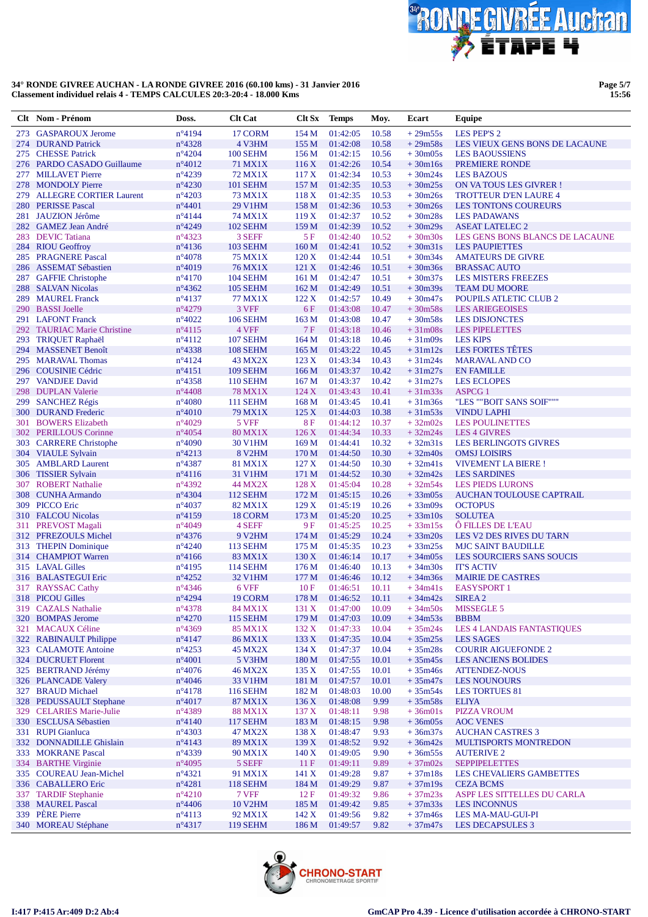**34° RONDE GIVREE AUCHAN - LA RONDE GIVREE 2016 (60.100 kms) - 31 Janvier 2016**
**Classement individuel relais 4 - TEMPS CALCULES 20:3-20:4 - 18.000 Kms**

| Clt | Nom - Prénom | Doss. | Clt Cat | Clt Sx | Temps | Moy. | Ecart | Equipe |
|---|---|---|---|---|---|---|---|---|
| 273 | GASPAROUX Jerome | n°4194 | 17 CORM | 154 M | 01:42:05 | 10.58 | + 29m55s | LES PEP'S 2 |
| 274 | DURAND Patrick | n°4328 | 4 V3HM | 155 M | 01:42:08 | 10.58 | + 29m58s | LES VIEUX GENS BONS DE LACAUNE |
| 275 | CHESSE Patrick | n°4204 | 100 SEHM | 156 M | 01:42:15 | 10.56 | + 30m05s | LES BAOUSSIENS |
| 276 | PARDO CASADO Guillaume | n°4012 | 71 MX1X | 116 X | 01:42:26 | 10.54 | + 30m16s | PREMIERE RONDE |
| 277 | MILLAVET Pierre | n°4239 | 72 MX1X | 117 X | 01:42:34 | 10.53 | + 30m24s | LES BAZOUS |
| 278 | MONDOLY Pierre | n°4230 | 101 SEHM | 157 M | 01:42:35 | 10.53 | + 30m25s | ON VA TOUS LES GIVRER ! |
| 279 | ALLEGRE CORTIER Laurent | n°4203 | 73 MX1X | 118 X | 01:42:35 | 10.53 | + 30m26s | TROTTEUR D'EN LAURE 4 |
| 280 | PERISSE Pascal | n°4401 | 29 V1HM | 158 M | 01:42:36 | 10.53 | + 30m26s | LES TONTONS COUREURS |
| 281 | JAUZION Jérôme | n°4144 | 74 MX1X | 119 X | 01:42:37 | 10.52 | + 30m28s | LES PADAWANS |
| 282 | GAMEZ Jean André | n°4249 | 102 SEHM | 159 M | 01:42:39 | 10.52 | + 30m29s | ASEAT LATELEC 2 |
| 283 | DEVIC Tatiana | n°4323 | 3 SEFF | 5 F | 01:42:40 | 10.52 | + 30m30s | LES GENS BONS BLANCS DE LACAUNE |
| 284 | RIOU Geoffroy | n°4136 | 103 SEHM | 160 M | 01:42:41 | 10.52 | + 30m31s | LES PAUPIETTES |
| 285 | PRAGNERE Pascal | n°4078 | 75 MX1X | 120 X | 01:42:44 | 10.51 | + 30m34s | AMATEURS DE GIVRE |
| 286 | ASSEMAT Sébastien | n°4019 | 76 MX1X | 121 X | 01:42:46 | 10.51 | + 30m36s | BRASSAC AUTO |
| 287 | GAFFIE Christophe | n°4170 | 104 SEHM | 161 M | 01:42:47 | 10.51 | + 30m37s | LES MISTERS FREEZES |
| 288 | SALVAN Nicolas | n°4362 | 105 SEHM | 162 M | 01:42:49 | 10.51 | + 30m39s | TEAM DU MOORE |
| 289 | MAUREL Franck | n°4137 | 77 MX1X | 122 X | 01:42:57 | 10.49 | + 30m47s | POUPILS ATLETIC CLUB 2 |
| 290 | BASSI Joelle | n°4279 | 3 VFF | 6 F | 01:43:08 | 10.47 | + 30m58s | LES ARIEGEOISES |
| 291 | LAFONT Franck | n°4022 | 106 SEHM | 163 M | 01:43:08 | 10.47 | + 30m58s | LES DISJONCTES |
| 292 | TAURIAC Marie Christine | n°4115 | 4 VFF | 7 F | 01:43:18 | 10.46 | + 31m08s | LES PIPELETTES |
| 293 | TRIQUET Raphaël | n°4112 | 107 SEHM | 164 M | 01:43:18 | 10.46 | + 31m09s | LES KIPS |
| 294 | MASSENET Benoît | n°4338 | 108 SEHM | 165 M | 01:43:22 | 10.45 | + 31m12s | LES FORTES TÊTES |
| 295 | MARAVAL Thomas | n°4124 | 43 MX2X | 123 X | 01:43:34 | 10.43 | + 31m24s | MARAVAL AND CO |
| 296 | COUSINIE Cédric | n°4151 | 109 SEHM | 166 M | 01:43:37 | 10.42 | + 31m27s | EN FAMILLE |
| 297 | VANDJEE David | n°4358 | 110 SEHM | 167 M | 01:43:37 | 10.42 | + 31m27s | LES ECLOPES |
| 298 | DUPLAN Valerie | n°4408 | 78 MX1X | 124 X | 01:43:43 | 10.41 | + 31m33s | ASPCG 1 |
| 299 | SANCHEZ Régis | n°4080 | 111 SEHM | 168 M | 01:43:45 | 10.41 | + 31m36s | "LES ""BOIT SANS SOIF""" |
| 300 | DURAND Frederic | n°4010 | 79 MX1X | 125 X | 01:44:03 | 10.38 | + 31m53s | VINDU LAPHI |
| 301 | BOWERS Elizabeth | n°4029 | 5 VFF | 8 F | 01:44:12 | 10.37 | + 32m02s | LES POULINETTES |
| 302 | PERILLOUS Corinne | n°4054 | 80 MX1X | 126 X | 01:44:34 | 10.33 | + 32m24s | LES 4 GIVRES |
| 303 | CARRERE Christophe | n°4090 | 30 V1HM | 169 M | 01:44:41 | 10.32 | + 32m31s | LES BERLINGOTS GIVRES |
| 304 | VIAULE Sylvain | n°4213 | 8 V2HM | 170 M | 01:44:50 | 10.30 | + 32m40s | OMSJ LOISIRS |
| 305 | AMBLARD Laurent | n°4387 | 81 MX1X | 127 X | 01:44:50 | 10.30 | + 32m41s | VIVEMENT LA BIERE ! |
| 306 | TISSIER Sylvain | n°4116 | 31 V1HM | 171 M | 01:44:52 | 10.30 | + 32m42s | LES SARDINES |
| 307 | ROBERT Nathalie | n°4392 | 44 MX2X | 128 X | 01:45:04 | 10.28 | + 32m54s | LES PIEDS LURONS |
| 308 | CUNHA Armando | n°4304 | 112 SEHM | 172 M | 01:45:15 | 10.26 | + 33m05s | AUCHAN TOULOUSE CAPTRAIL |
| 309 | PICCO Eric | n°4037 | 82 MX1X | 129 X | 01:45:19 | 10.26 | + 33m09s | OCTOPUS |
| 310 | FALCOU Nicolas | n°4159 | 18 CORM | 173 M | 01:45:20 | 10.25 | + 33m10s | SOLUTEA |
| 311 | PREVOST Magali | n°4049 | 4 SEFF | 9 F | 01:45:25 | 10.25 | + 33m15s | Ô FILLES DE L'EAU |
| 312 | PFREZOULS Michel | n°4376 | 9 V2HM | 174 M | 01:45:29 | 10.24 | + 33m20s | LES V2 DES RIVES DU TARN |
| 313 | THEPIN Dominique | n°4240 | 113 SEHM | 175 M | 01:45:35 | 10.23 | + 33m25s | MJC SAINT BAUDILLE |
| 314 | CHAMPIOT Warren | n°4166 | 83 MX1X | 130 X | 01:46:14 | 10.17 | + 34m05s | LES SOURCIERS SANS SOUCIS |
| 315 | LAVAL Gilles | n°4195 | 114 SEHM | 176 M | 01:46:40 | 10.13 | + 34m30s | IT'S ACTIV |
| 316 | BALASTEGUI Eric | n°4252 | 32 V1HM | 177 M | 01:46:46 | 10.12 | + 34m36s | MAIRIE DE CASTRES |
| 317 | RAYSSAC Cathy | n°4346 | 6 VFF | 10 F | 01:46:51 | 10.11 | + 34m41s | EASYSPORT 1 |
| 318 | PICOU Gilles | n°4294 | 19 CORM | 178 M | 01:46:52 | 10.11 | + 34m42s | SIREA 2 |
| 319 | CAZALS Nathalie | n°4378 | 84 MX1X | 131 X | 01:47:00 | 10.09 | + 34m50s | MISSEGLE 5 |
| 320 | BOMPAS Jerome | n°4270 | 115 SEHM | 179 M | 01:47:03 | 10.09 | + 34m53s | BBBM |
| 321 | MACAUX Céline | n°4369 | 85 MX1X | 132 X | 01:47:33 | 10.04 | + 35m24s | LES 4 LANDAIS FANTASTIQUES |
| 322 | RABINAULT Philippe | n°4147 | 86 MX1X | 133 X | 01:47:35 | 10.04 | + 35m25s | LES SAGES |
| 323 | CALAMOTE Antoine | n°4253 | 45 MX2X | 134 X | 01:47:37 | 10.04 | + 35m28s | COURIR AIGUEFONDE 2 |
| 324 | DUCRUET Florent | n°4001 | 5 V3HM | 180 M | 01:47:55 | 10.01 | + 35m45s | LES ANCIENS BOLIDES |
| 325 | BERTRAND Jérémy | n°4076 | 46 MX2X | 135 X | 01:47:55 | 10.01 | + 35m46s | ATTENDEZ-NOUS |
| 326 | PLANCADE Valery | n°4046 | 33 V1HM | 181 M | 01:47:57 | 10.01 | + 35m47s | LES NOUNOURS |
| 327 | BRAUD Michael | n°4178 | 116 SEHM | 182 M | 01:48:03 | 10.00 | + 35m54s | LES TORTUES 81 |
| 328 | PEDUSSAULT Stephane | n°4017 | 87 MX1X | 136 X | 01:48:08 | 9.99 | + 35m58s | ELIYA |
| 329 | CELARIES Marie-Julie | n°4389 | 88 MX1X | 137 X | 01:48:11 | 9.98 | + 36m01s | PIZZA VROUM |
| 330 | ESCLUSA Sébastien | n°4140 | 117 SEHM | 183 M | 01:48:15 | 9.98 | + 36m05s | AOC VENES |
| 331 | RUPI Gianluca | n°4303 | 47 MX2X | 138 X | 01:48:47 | 9.93 | + 36m37s | AUCHAN CASTRES 3 |
| 332 | DONNADILLE Ghislain | n°4143 | 89 MX1X | 139 X | 01:48:52 | 9.92 | + 36m42s | MULTISPORTS MONTREDON |
| 333 | MOKRANE Pascal | n°4339 | 90 MX1X | 140 X | 01:49:05 | 9.90 | + 36m55s | AUTERIVE 2 |
| 334 | BARTHE Virginie | n°4095 | 5 SEFF | 11 F | 01:49:11 | 9.89 | + 37m02s | SEPPIPELETTES |
| 335 | COUREAU Jean-Michel | n°4321 | 91 MX1X | 141 X | 01:49:28 | 9.87 | + 37m18s | LES CHEVALIERS GAMBETTES |
| 336 | CABALLERO Eric | n°4281 | 118 SEHM | 184 M | 01:49:29 | 9.87 | + 37m19s | CEZA BCMS |
| 337 | TARDIF Stephanie | n°4210 | 7 VFF | 12 F | 01:49:32 | 9.86 | + 37m23s | ASPF LES SITTELLES DU CARLA |
| 338 | MAUREL Pascal | n°4406 | 10 V2HM | 185 M | 01:49:42 | 9.85 | + 37m33s | LES INCONNUS |
| 339 | PÈRE Pierre | n°4113 | 92 MX1X | 142 X | 01:49:56 | 9.82 | + 37m46s | LES MA-MAU-GUI-PI |
| 340 | MOREAU Stéphane | n°4317 | 119 SEHM | 186 M | 01:49:57 | 9.82 | + 37m47s | LES DECAPSULES 3 |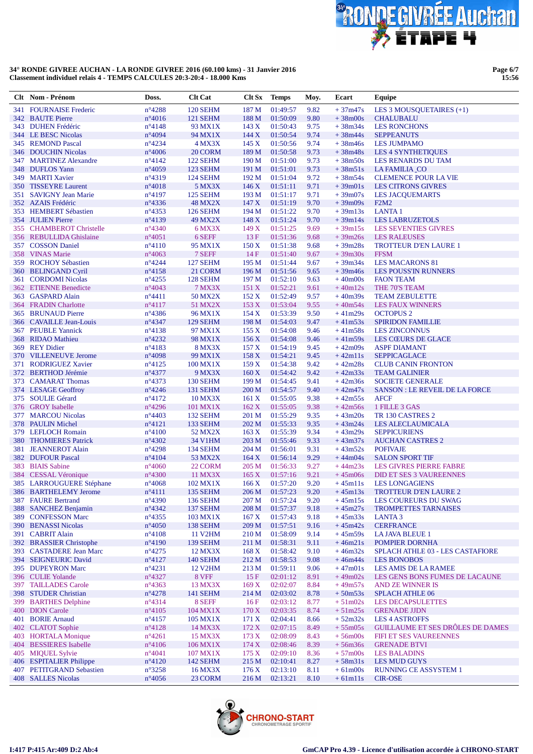**34° RONDE GIVREE AUCHAN - LA RONDE GIVREE 2016 (60.100 kms) - 31 Janvier 2016**
**Classement individuel relais 4 - TEMPS CALCULES 20:3-20:4 - 18.000 Kms**

| Clt | Nom - Prénom | Doss. | Clt Cat | Clt Sx | Temps | Moy. | Ecart | Equipe |
|---|---|---|---|---|---|---|---|---|
| 341 | FOURNAISE Frederic | n°4288 | 120 SEHM | 187 M | 01:49:57 | 9.82 | + 37m47s | LES 3 MOUSQUETAIRES (+1) |
| 342 | BAUTE Pierre | n°4016 | 121 SEHM | 188 M | 01:50:09 | 9.80 | + 38m00s | CHALUBAULU |
| 343 | DUHEN Frédéric | n°4148 | 93 MX1X | 143 X | 01:50:43 | 9.75 | + 38m34s | LES RONCHONS |
| 344 | LE BESC Nicolas | n°4094 | 94 MX1X | 144 X | 01:50:54 | 9.74 | + 38m44s | SEPPEANUTS |
| 345 | REMOND Pascal | n°4234 | 4 MX3X | 145 X | 01:50:56 | 9.74 | + 38m46s | LES JUMPAMO |
| 346 | DOUCHIN Nicolas | n°4006 | 20 CORM | 189 M | 01:50:58 | 9.73 | + 38m48s | LES 4 SYNTHETIQUES |
| 347 | MARTINEZ Alexandre | n°4142 | 122 SEHM | 190 M | 01:51:00 | 9.73 | + 38m50s | LES RENARDS DU TAM |
| 348 | DUFLOS Yann | n°4059 | 123 SEHM | 191 M | 01:51:01 | 9.73 | + 38m51s | LA FAMILIA_CO |
| 349 | MARTI Xavier | n°4319 | 124 SEHM | 192 M | 01:51:04 | 9.72 | + 38m54s | CLEMENCE POUR LA VIE |
| 350 | TISSEYRE Laurent | n°4018 | 5 MX3X | 146 X | 01:51:11 | 9.71 | + 39m01s | LES CITRONS GIVRES |
| 351 | SAVIGNY Jean Marie | n°4197 | 125 SEHM | 193 M | 01:51:17 | 9.71 | + 39m07s | LES JACQUEMARTS |
| 352 | AZAIS Frédéric | n°4336 | 48 MX2X | 147 X | 01:51:19 | 9.70 | + 39m09s | F2M2 |
| 353 | HEMBERT Sébastien | n°4353 | 126 SEHM | 194 M | 01:51:22 | 9.70 | + 39m13s | LANTA 1 |
| 354 | JULIEN Pierre | n°4139 | 49 MX2X | 148 X | 01:51:24 | 9.70 | + 39m14s | LES LABRUZETOLS |
| 355 | CHAMBEROT Christelle | n°4340 | 6 MX3X | 149 X | 01:51:25 | 9.69 | + 39m15s | LES SEVENTIES GIVRES |
| 356 | REBULLIDA Ghislaine | n°4051 | 6 SEFF | 13 F | 01:51:36 | 9.68 | + 39m26s | LES RALEUSES |
| 357 | COSSON Daniel | n°4110 | 95 MX1X | 150 X | 01:51:38 | 9.68 | + 39m28s | TROTTEUR D'EN LAURE 1 |
| 358 | VINAS Marie | n°4063 | 7 SEFF | 14 F | 01:51:40 | 9.67 | + 39m30s | FFSM |
| 359 | ROCHOY Sébastien | n°4244 | 127 SEHM | 195 M | 01:51:44 | 9.67 | + 39m34s | LES MACARONS 81 |
| 360 | BELINGAND Cyril | n°4158 | 21 CORM | 196 M | 01:51:56 | 9.65 | + 39m46s | LES POUSS'IN RUNNERS |
| 361 | CORDOMI Nicolas | n°4255 | 128 SEHM | 197 M | 01:52:10 | 9.63 | + 40m00s | FAON TEAM |
| 362 | ETIENNE Benedicte | n°4043 | 7 MX3X | 151 X | 01:52:21 | 9.61 | + 40m12s | THE 70'S TEAM |
| 363 | GASPARD Alain | n°4411 | 50 MX2X | 152 X | 01:52:49 | 9.57 | + 40m39s | TEAM ZEBULETTE |
| 364 | FRADIN Charlotte | n°4117 | 51 MX2X | 153 X | 01:53:04 | 9.55 | + 40m54s | LES FAUX WINNERS |
| 365 | BRUNAUD Pierre | n°4386 | 96 MX1X | 154 X | 01:53:39 | 9.50 | + 41m29s | OCTOPUS 2 |
| 366 | CAVAILLE Jean-Louis | n°4347 | 129 SEHM | 198 M | 01:54:03 | 9.47 | + 41m53s | SPIRIDON FAMILLIE |
| 367 | PEUBLE Yannick | n°4138 | 97 MX1X | 155 X | 01:54:08 | 9.46 | + 41m58s | LES ZINCONNUS |
| 368 | RIDAO Mathieu | n°4232 | 98 MX1X | 156 X | 01:54:08 | 9.46 | + 41m59s | LES CŒURS DE GLACE |
| 369 | REY Didier | n°4183 | 8 MX3X | 157 X | 01:54:19 | 9.45 | + 42m09s | ASPF DIAMANT |
| 370 | VILLENEUVE Jerome | n°4098 | 99 MX1X | 158 X | 01:54:21 | 9.45 | + 42m11s | SEPPICAGLACE |
| 371 | RODRIGUEZ Xavier | n°4125 | 100 MX1X | 159 X | 01:54:38 | 9.42 | + 42m28s | CLUB CANIN FRONTON |
| 372 | BERTHOD Jérémie | n°4377 | 9 MX3X | 160 X | 01:54:42 | 9.42 | + 42m33s | TEAM GALINIER |
| 373 | CAMARAT Thomas | n°4373 | 130 SEHM | 199 M | 01:54:45 | 9.41 | + 42m36s | SOCIETE GENERALE |
| 374 | LESAGE Geoffroy | n°4246 | 131 SEHM | 200 M | 01:54:57 | 9.40 | + 42m47s | SANSON : LE REVEIL DE LA FORCE |
| 375 | SOULIE Gérard | n°4172 | 10 MX3X | 161 X | 01:55:05 | 9.38 | + 42m55s | AFCF |
| 376 | GROY Isabelle | n°4296 | 101 MX1X | 162 X | 01:55:05 | 9.38 | + 42m56s | 1 FILLE 3 GAS |
| 377 | MARCOU Nicolas | n°4403 | 132 SEHM | 201 M | 01:55:29 | 9.35 | + 43m20s | TR 130 CASTRES 2 |
| 378 | PAULIN Michel | n°4121 | 133 SEHM | 202 M | 01:55:33 | 9.35 | + 43m24s | LES ALECLAUMICALA |
| 379 | LEFLOCH Romain | n°4100 | 52 MX2X | 163 X | 01:55:39 | 9.34 | + 43m29s | SEPPICURIENS |
| 380 | THOMIERES Patrick | n°4302 | 34 V1HM | 203 M | 01:55:46 | 9.33 | + 43m37s | AUCHAN CASTRES 2 |
| 381 | JEANNEROT Alain | n°4298 | 134 SEHM | 204 M | 01:56:01 | 9.31 | + 43m52s | POFIVAJE |
| 382 | DUFOUR Pascal | n°4104 | 53 MX2X | 164 X | 01:56:14 | 9.29 | + 44m04s | SALON SPORT TIF |
| 383 | BIAIS Sabine | n°4060 | 22 CORM | 205 M | 01:56:33 | 9.27 | + 44m23s | LES GIVRES PIERRE FABRE |
| 384 | CESSAL Véronique | n°4300 | 11 MX3X | 165 X | 01:57:16 | 9.21 | + 45m06s | DID ET SES 3 VAUREENNES |
| 385 | LARROUGUERE Stéphane | n°4068 | 102 MX1X | 166 X | 01:57:20 | 9.20 | + 45m11s | LES LONGAGIENS |
| 386 | BARTHELEMY Jerome | n°4111 | 135 SEHM | 206 M | 01:57:23 | 9.20 | + 45m13s | TROTTEUR D'EN LAURE 2 |
| 387 | FAURE Bertrand | n°4390 | 136 SEHM | 207 M | 01:57:24 | 9.20 | + 45m15s | LES COUREURS DU SWAG |
| 388 | SANCHEZ Benjamin | n°4342 | 137 SEHM | 208 M | 01:57:37 | 9.18 | + 45m27s | TROMPETTES TARNAISES |
| 389 | CONFESSON Marc | n°4355 | 103 MX1X | 167 X | 01:57:43 | 9.18 | + 45m33s | LANTA 3 |
| 390 | BENASSI Nicolas | n°4050 | 138 SEHM | 209 M | 01:57:51 | 9.16 | + 45m42s | CERFRANCE |
| 391 | CABRIT Alain | n°4108 | 11 V2HM | 210 M | 01:58:09 | 9.14 | + 45m59s | LA JAVA BLEUE 1 |
| 392 | BRASSIER Christophe | n°4190 | 139 SEHM | 211 M | 01:58:31 | 9.11 | + 46m21s | POMPIER DORNHA |
| 393 | CASTADERE Jean Marc | n°4275 | 12 MX3X | 168 X | 01:58:42 | 9.10 | + 46m32s | SPLACH ATHLE 03 - LES CASTAFIORE |
| 394 | SEIGNEURIC David | n°4127 | 140 SEHM | 212 M | 01:58:53 | 9.08 | + 46m44s | LES BONOBOS |
| 395 | DUPEYRON Marc | n°4231 | 12 V2HM | 213 M | 01:59:11 | 9.06 | + 47m01s | LES AMIS DE LA RAMEE |
| 396 | CULIE Yolande | n°4327 | 8 VFF | 15 F | 02:01:12 | 8.91 | + 49m02s | LES GENS BONS FUMES DE LACAUNE |
| 397 | TAILLADES Carole | n°4363 | 13 MX3X | 169 X | 02:02:07 | 8.84 | + 49m57s | AND ZE WINNER IS |
| 398 | STUDER Christian | n°4278 | 141 SEHM | 214 M | 02:03:02 | 8.78 | + 50m53s | SPLACH ATHLE 06 |
| 399 | BARTHES Delphine | n°4314 | 8 SEFF | 16 F | 02:03:12 | 8.77 | + 51m02s | LES DECAPSULETTES |
| 400 | DION Carole | n°4105 | 104 MX1X | 170 X | 02:03:35 | 8.74 | + 51m25s | GRENADE JJDN |
| 401 | BORIE Arnaud | n°4157 | 105 MX1X | 171 X | 02:04:41 | 8.66 | + 52m32s | LES 4 ASTROFFS |
| 402 | CLATOT Sophie | n°4128 | 14 MX3X | 172 X | 02:07:15 | 8.49 | + 55m05s | GUILLAUME ET SES DRÔLES DE DAMES |
| 403 | HORTALA Monique | n°4261 | 15 MX3X | 173 X | 02:08:09 | 8.43 | + 56m00s | FIFI ET SES VAUREENNES |
| 404 | BESSIERES Isabelle | n°4106 | 106 MX1X | 174 X | 02:08:46 | 8.39 | + 56m36s | GRENADE BTVI |
| 405 | MIQUEL Sylvie | n°4041 | 107 MX1X | 175 X | 02:09:10 | 8.36 | + 57m00s | LES BALADINS |
| 406 | ESPITALIER Philippe | n°4120 | 142 SEHM | 215 M | 02:10:41 | 8.27 | + 58m31s | LES MUD GUYS |
| 407 | PETITGRAND Sebastien | n°3258 | 16 MX3X | 176 X | 02:13:10 | 8.11 | + 61m00s | RUNNING CE ASSYSTEM 1 |
| 408 | SALLES Nicolas | n°4056 | 23 CORM | 216 M | 02:13:21 | 8.10 | + 61m11s | CIR-OSE |

I:417 P:415 Ar:409 D:2 Ab:4

GmCAP Pro 4.39 - Licence d'utilisation accordée à CHRONO-START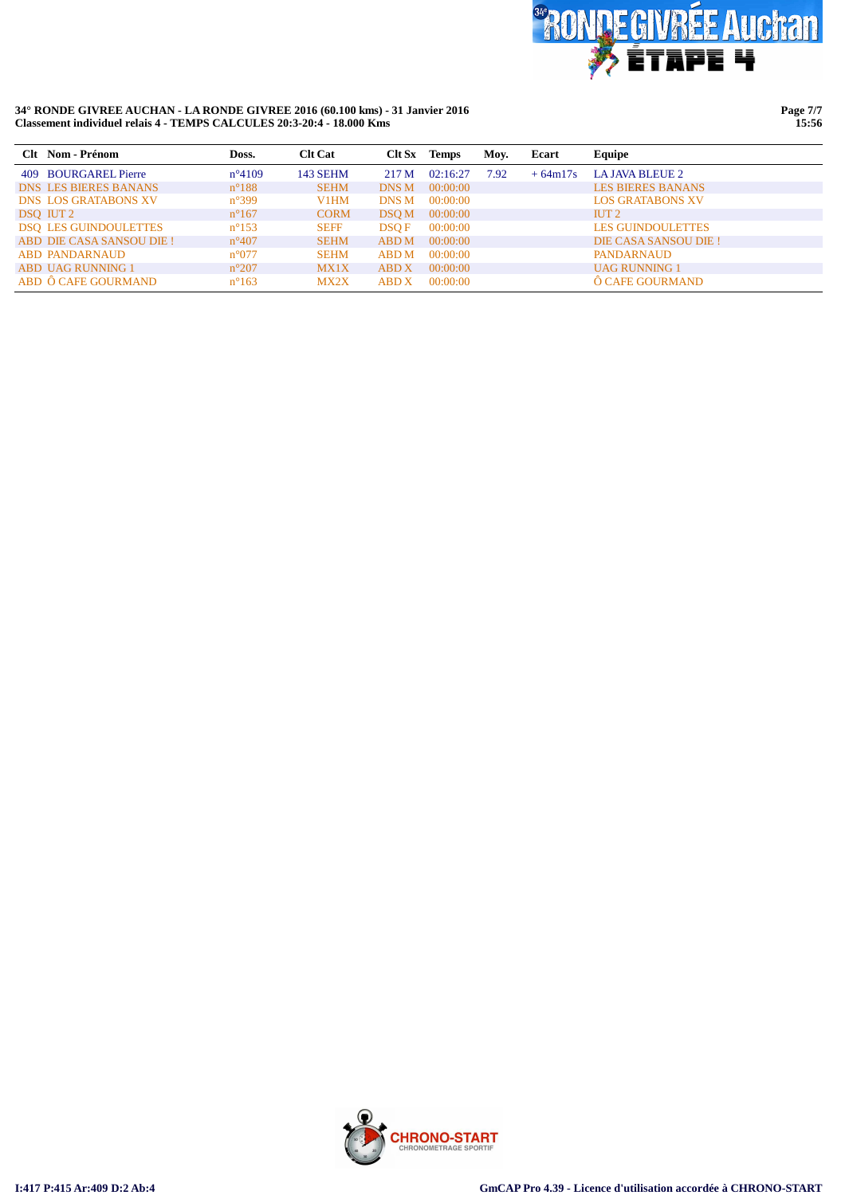**34° RONDE GIVREE AUCHAN - LA RONDE GIVREE 2016 (60.100 kms) - 31 Janvier 2016**
**Classement individuel relais 4 - TEMPS CALCULES 20:3-20:4 - 18.000 Kms**

| Clt | Nom - Prénom | Doss. | Clt Cat | Clt Sx | Temps | Moy. | Ecart | Equipe |
|---|---|---|---|---|---|---|---|---|
| 409 | BOURGAREL Pierre | n°4109 | 143 SEHM | 217 M | 02:16:27 | 7.92 | + 64m17s | LA JAVA BLEUE 2 |
| DNS | LES BIERES BANANS | n°188 | SEHM | DNS M | 00:00:00 | | | LES BIERES BANANS |
| DNS | LOS GRATABONS XV | n°399 | V1HM | DNS M | 00:00:00 | | | LOS GRATABONS XV |
| DSQ | IUT 2 | n°167 | CORM | DSQ M | 00:00:00 | | | IUT 2 |
| DSQ | LES GUINDOULETTES | n°153 | SEFF | DSQ F | 00:00:00 | | | LES GUINDOULETTES |
| ABD | DIE CASA SANSOU DIE ! | n°407 | SEHM | ABD M | 00:00:00 | | | DIE CASA SANSOU DIE ! |
| ABD | PANDARNAUD | n°077 | SEHM | ABD M | 00:00:00 | | | PANDARNAUD |
| ABD | UAG RUNNING 1 | n°207 | MX1X | ABD X | 00:00:00 | | | UAG RUNNING 1 |
| ABD | Ô CAFE GOURMAND | n°163 | MX2X | ABD X | 00:00:00 | | | Ô CAFE GOURMAND |

I:417 P:415 Ar:409 D:2 Ab:4